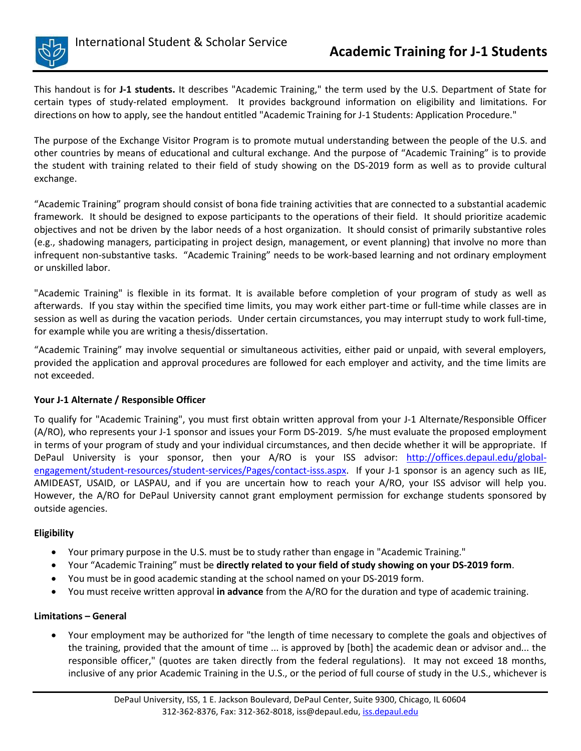# Academic Training for J-1 Students

International Student & Scholar Service

This handout is for **J-1 students.** It describes "Academic Training," the term used by the U.S. Department of State for certain types of study-related employment. It provides background information on eligibility and limitations. For directions on how to apply, see the handout entitled "Academic Training for J-1 Students: Application Procedure."

The purpose of the Exchange Visitor Program is to promote mutual understanding between the people of the U.S. and other countries by means of educational and cultural exchange. And the purpose of "Academic Training" is to provide the student with training related to their field of study showing on the DS-2019 form as well as to provide cultural exchange.

"Academic Training" program should consist of bona fide training activities that are connected to a substantial academic framework. It should be designed to expose participants to the operations of their field. It should prioritize academic objectives and not be driven by the labor needs of a host organization. It should consist of primarily substantive roles (e.g., shadowing managers, participating in project design, management, or event planning) that involve no more than infrequent non-substantive tasks. "Academic Training" needs to be work-based learning and not ordinary employment or unskilled labor.

"Academic Training" is flexible in its format. It is available before completion of your program of study as well as afterwards. If you stay within the specified time limits, you may work either part-time or full-time while classes are in session as well as during the vacation periods. Under certain circumstances, you may interrupt study to work full-time, for example while you are writing a thesis/dissertation.

"Academic Training" may involve sequential or simultaneous activities, either paid or unpaid, with several employers, provided the application and approval procedures are followed for each employer and activity, and the time limits are not exceeded.

### Your J-1 Alternate / Responsible Officer

To qualify for "Academic Training", you must first obtain written approval from your J-1 Alternate/Responsible Officer (A/RO), who represents your J-1 sponsor and issues your Form DS-2019. S/he must evaluate the proposed employment in terms of your program of study and your individual circumstances, and then decide whether it will be appropriate. If DePaul University is your sponsor, then your A/RO is your ISS advisor: http://offices.depaul.edu/global-engagement/student-resources/student-services/Pages/contact-isss.aspx. If your J-1 sponsor is an agency such as IIE, AMIDEAST, USAID, or LASPAU, and if you are uncertain how to reach your A/RO, your ISS advisor will help you. However, the A/RO for DePaul University cannot grant employment permission for exchange students sponsored by outside agencies.

### Eligibility

- Your primary purpose in the U.S. must be to study rather than engage in "Academic Training."
- Your "Academic Training" must be **directly related to your field of study showing on your DS-2019 form**.
- You must be in good academic standing at the school named on your DS-2019 form.
- You must receive written approval **in advance** from the A/RO for the duration and type of academic training.

### Limitations – General

- Your employment may be authorized for "the length of time necessary to complete the goals and objectives of the training, provided that the amount of time ... is approved by [both] the academic dean or advisor and... the responsible officer," (quotes are taken directly from the federal regulations). It may not exceed 18 months, inclusive of any prior Academic Training in the U.S., or the period of full course of study in the U.S., whichever is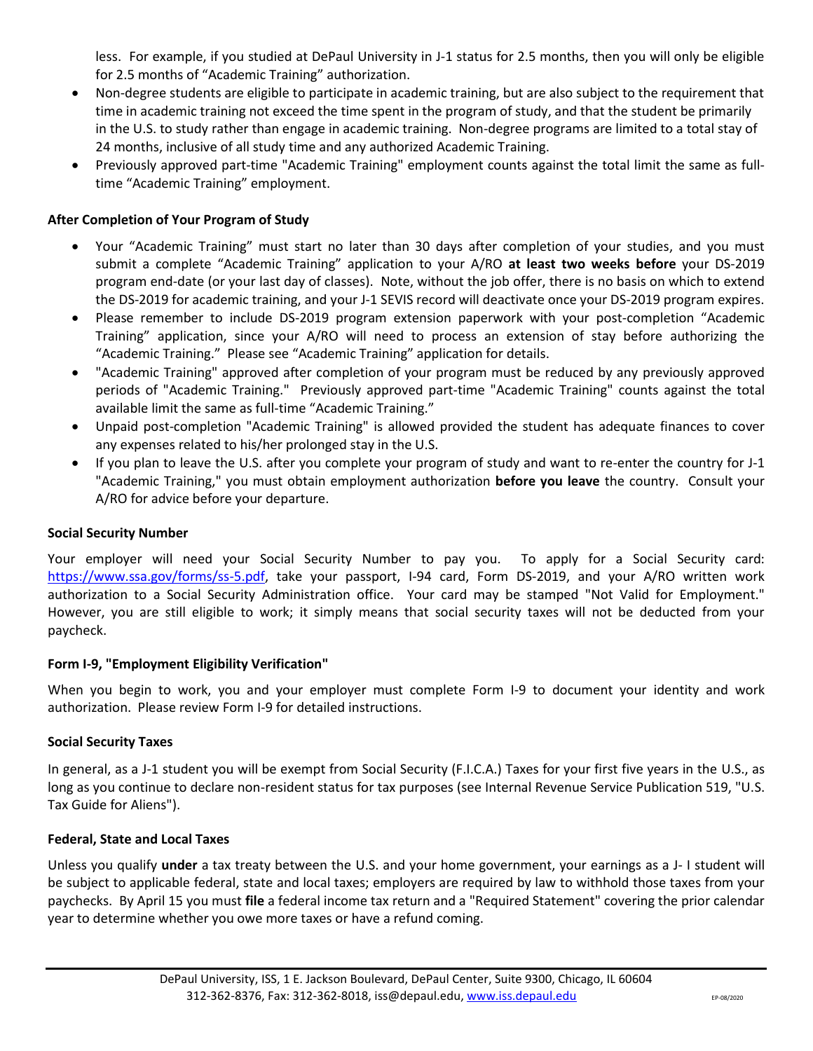less. For example, if you studied at DePaul University in J-1 status for 2.5 months, then you will only be eligible for 2.5 months of "Academic Training" authorization.

- Non-degree students are eligible to participate in academic training, but are also subject to the requirement that time in academic training not exceed the time spent in the program of study, and that the student be primarily in the U.S. to study rather than engage in academic training. Non-degree programs are limited to a total stay of 24 months, inclusive of all study time and any authorized Academic Training.
- Previously approved part-time "Academic Training" employment counts against the total limit the same as full-time "Academic Training" employment.

**After Completion of Your Program of Study**

- Your "Academic Training" must start no later than 30 days after completion of your studies, and you must submit a complete "Academic Training" application to your A/RO **at least two weeks before** your DS-2019 program end-date (or your last day of classes). Note, without the job offer, there is no basis on which to extend the DS-2019 for academic training, and your J-1 SEVIS record will deactivate once your DS-2019 program expires.
- Please remember to include DS-2019 program extension paperwork with your post-completion "Academic Training" application, since your A/RO will need to process an extension of stay before authorizing the "Academic Training." Please see "Academic Training" application for details.
- "Academic Training" approved after completion of your program must be reduced by any previously approved periods of "Academic Training." Previously approved part-time "Academic Training" counts against the total available limit the same as full-time "Academic Training."
- Unpaid post-completion "Academic Training" is allowed provided the student has adequate finances to cover any expenses related to his/her prolonged stay in the U.S.
- If you plan to leave the U.S. after you complete your program of study and want to re-enter the country for J-1 "Academic Training," you must obtain employment authorization **before you leave** the country. Consult your A/RO for advice before your departure.

**Social Security Number**

Your employer will need your Social Security Number to pay you. To apply for a Social Security card: https://www.ssa.gov/forms/ss-5.pdf, take your passport, I-94 card, Form DS-2019, and your A/RO written work authorization to a Social Security Administration office. Your card may be stamped "Not Valid for Employment." However, you are still eligible to work; it simply means that social security taxes will not be deducted from your paycheck.

**Form I-9, "Employment Eligibility Verification"**

When you begin to work, you and your employer must complete Form I-9 to document your identity and work authorization. Please review Form I-9 for detailed instructions.

**Social Security Taxes**

In general, as a J-1 student you will be exempt from Social Security (F.I.C.A.) Taxes for your first five years in the U.S., as long as you continue to declare non-resident status for tax purposes (see Internal Revenue Service Publication 519, "U.S. Tax Guide for Aliens").

**Federal, State and Local Taxes**

Unless you qualify **under** a tax treaty between the U.S. and your home government, your earnings as a J- I student will be subject to applicable federal, state and local taxes; employers are required by law to withhold those taxes from your paychecks. By April 15 you must **file** a federal income tax return and a "Required Statement" covering the prior calendar year to determine whether you owe more taxes or have a refund coming.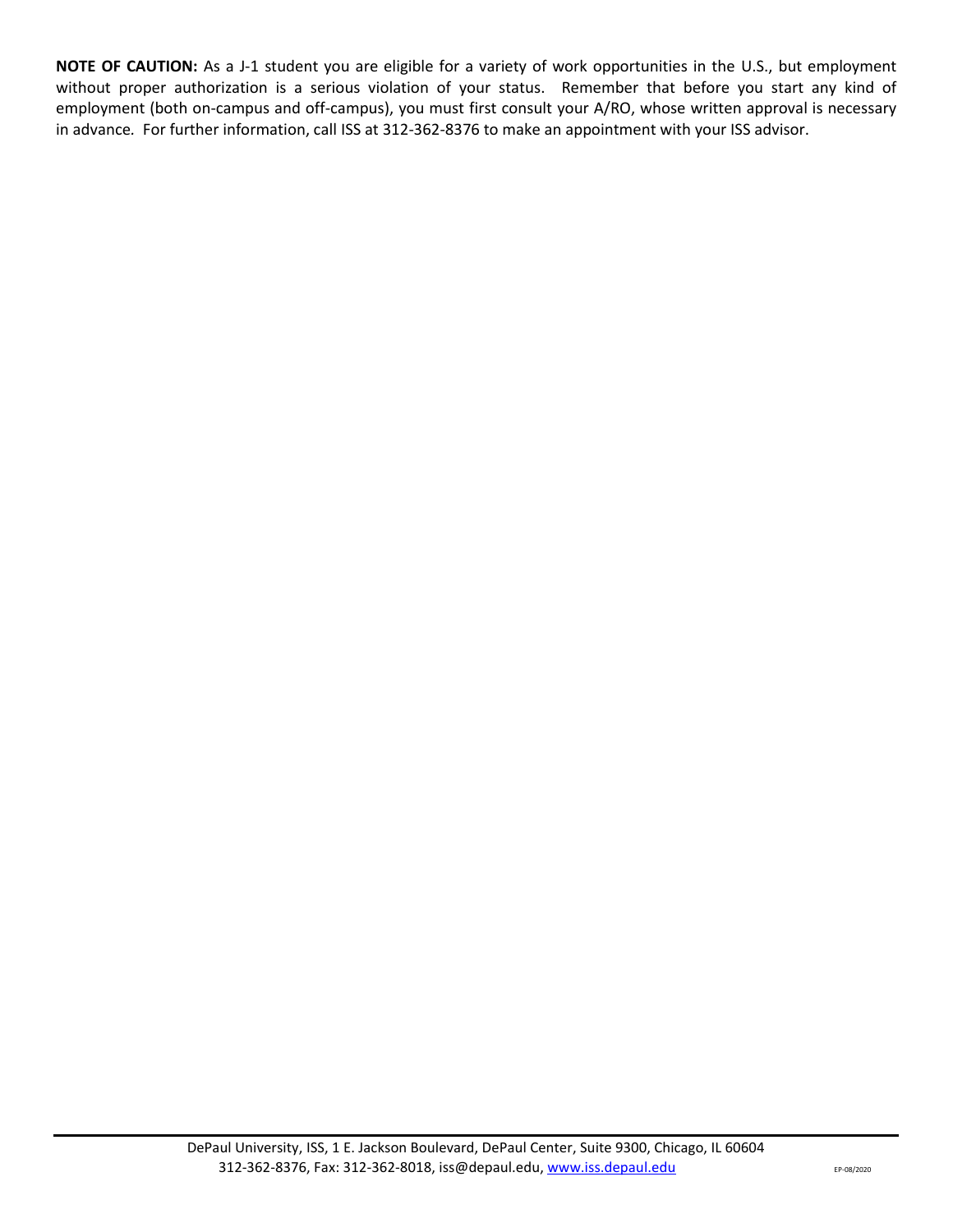**NOTE OF CAUTION:** As a J-1 student you are eligible for a variety of work opportunities in the U.S., but employment without proper authorization is a serious violation of your status. Remember that before you start any kind of employment (both on-campus and off-campus), you must first consult your A/RO, whose written approval is necessary in advance. For further information, call ISS at 312-362-8376 to make an appointment with your ISS advisor.